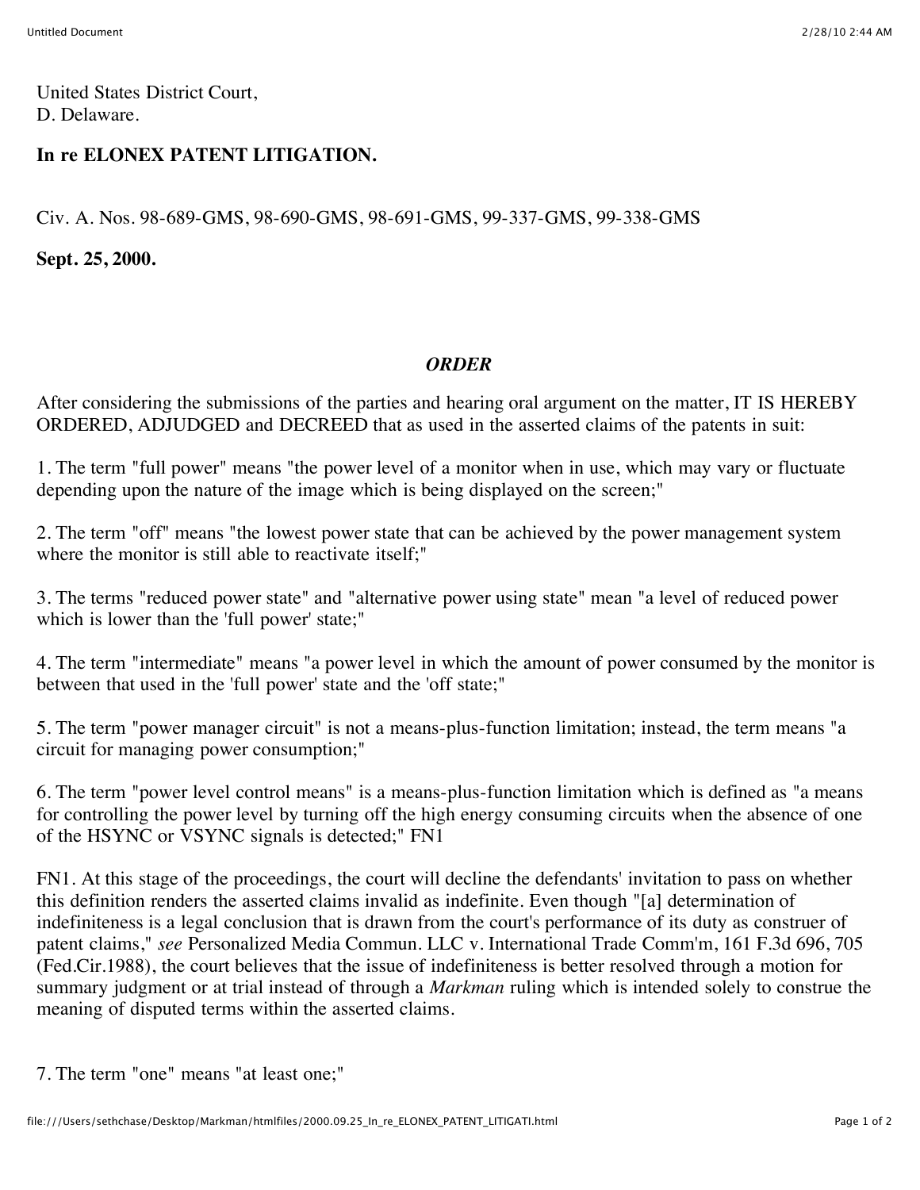United States District Court,
D. Delaware.

**In re ELONEX PATENT LITIGATION.**

Civ. A. Nos. 98-689-GMS, 98-690-GMS, 98-691-GMS, 99-337-GMS, 99-338-GMS

**Sept. 25, 2000.**

## *ORDER*

After considering the submissions of the parties and hearing oral argument on the matter, IT IS HEREBY ORDERED, ADJUDGED and DECREED that as used in the asserted claims of the patents in suit:

1. The term "full power" means "the power level of a monitor when in use, which may vary or fluctuate depending upon the nature of the image which is being displayed on the screen;"

2. The term "off" means "the lowest power state that can be achieved by the power management system where the monitor is still able to reactivate itself;"

3. The terms "reduced power state" and "alternative power using state" mean "a level of reduced power which is lower than the 'full power' state;"

4. The term "intermediate" means "a power level in which the amount of power consumed by the monitor is between that used in the 'full power' state and the 'off state;"

5. The term "power manager circuit" is not a means-plus-function limitation; instead, the term means "a circuit for managing power consumption;"

6. The term "power level control means" is a means-plus-function limitation which is defined as "a means for controlling the power level by turning off the high energy consuming circuits when the absence of one of the HSYNC or VSYNC signals is detected;" FN1

FN1. At this stage of the proceedings, the court will decline the defendants' invitation to pass on whether this definition renders the asserted claims invalid as indefinite. Even though "[a] determination of indefiniteness is a legal conclusion that is drawn from the court's performance of its duty as construer of patent claims," *see* Personalized Media Commun. LLC v. International Trade Comm'm, 161 F.3d 696, 705 (Fed.Cir.1988), the court believes that the issue of indefiniteness is better resolved through a motion for summary judgment or at trial instead of through a *Markman* ruling which is intended solely to construe the meaning of disputed terms within the asserted claims.

7. The term "one" means "at least one;"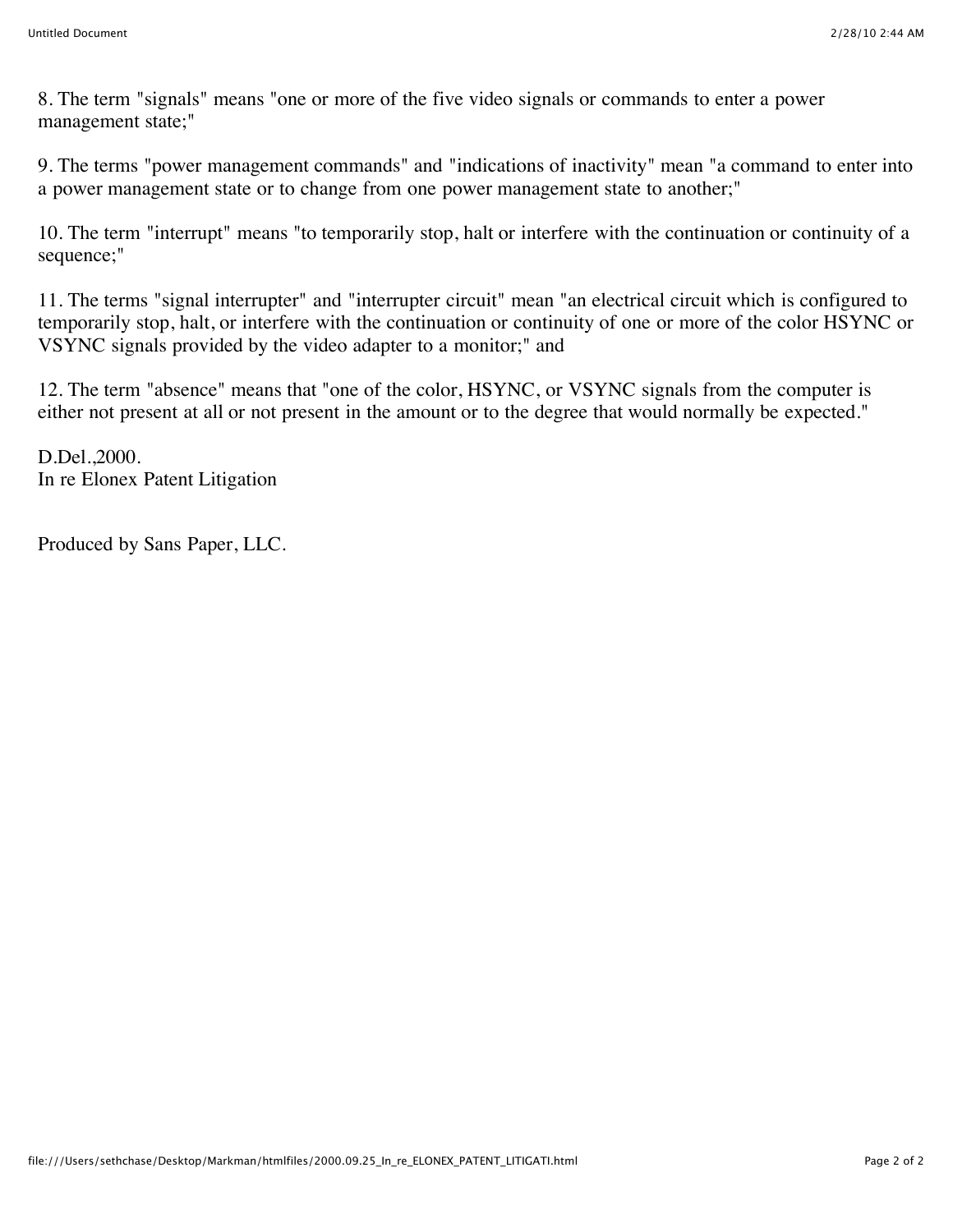8. The term "signals" means "one or more of the five video signals or commands to enter a power management state;"

9. The terms "power management commands" and "indications of inactivity" mean "a command to enter into a power management state or to change from one power management state to another;"

10. The term "interrupt" means "to temporarily stop, halt or interfere with the continuation or continuity of a sequence;"

11. The terms "signal interrupter" and "interrupter circuit" mean "an electrical circuit which is configured to temporarily stop, halt, or interfere with the continuation or continuity of one or more of the color HSYNC or VSYNC signals provided by the video adapter to a monitor;" and

12. The term "absence" means that "one of the color, HSYNC, or VSYNC signals from the computer is either not present at all or not present in the amount or to the degree that would normally be expected."

D.Del.,2000.
In re Elonex Patent Litigation

Produced by Sans Paper, LLC.